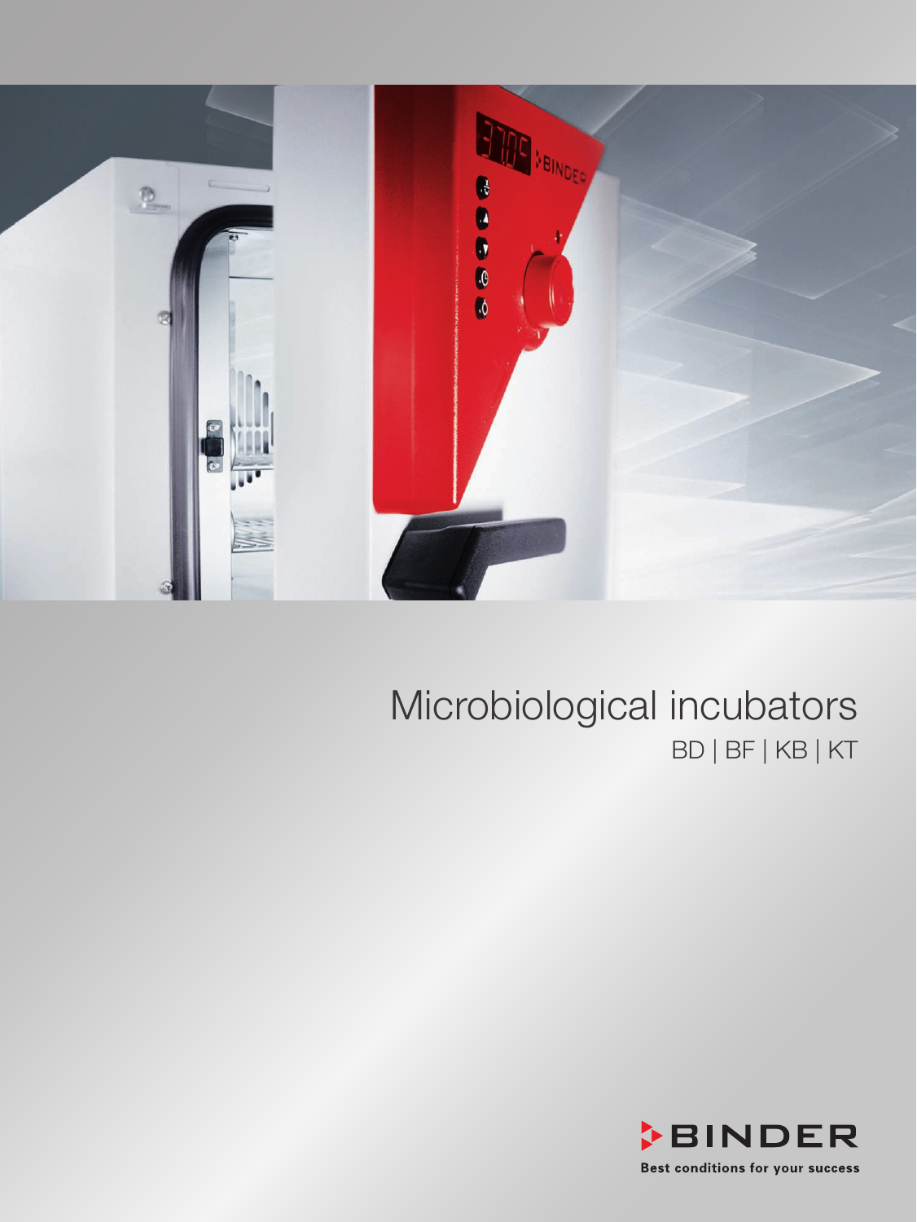# Microbiological incubators

BD | BF | KB | KT

BINDER

Best conditions for your success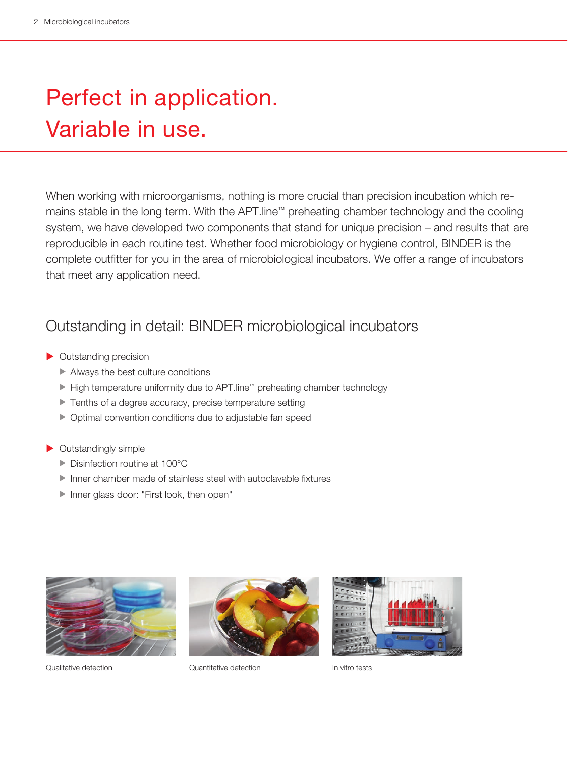# Perfect in application.
# Variable in use.

When working with microorganisms, nothing is more crucial than precision incubation which remains stable in the long term. With the APT.line™ preheating chamber technology and the cooling system, we have developed two components that stand for unique precision – and results that are reproducible in each routine test. Whether food microbiology or hygiene control, BINDER is the complete outfitter for you in the area of microbiological incubators. We offer a range of incubators that meet any application need.

## Outstanding in detail: BINDER microbiological incubators

- Outstanding precision
  - Always the best culture conditions
  - High temperature uniformity due to APT.line™ preheating chamber technology
  - Tenths of a degree accuracy, precise temperature setting
  - Optimal convention conditions due to adjustable fan speed
- Outstandingly simple
  - Disinfection routine at 100°C
  - Inner chamber made of stainless steel with autoclavable fixtures
  - Inner glass door: "First look, then open"

Qualitative detection

Quantitative detection

In vitro tests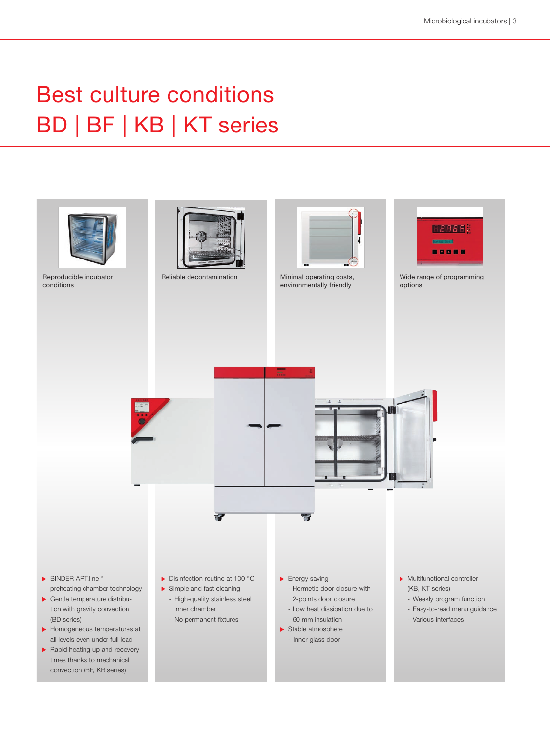# Best culture conditions
# BD | BF | KB | KT series

### Reproducible incubator conditions

- BINDER APT.line™ preheating chamber technology
- Gentle temperature distribution with gravity convection (BD series)
- Homogeneous temperatures at all levels even under full load
- Rapid heating up and recovery times thanks to mechanical convection (BF, KB series)

### Reliable decontamination

- Disinfection routine at 100 °C
- Simple and fast cleaning
  - High-quality stainless steel inner chamber
  - No permanent fixtures

### Minimal operating costs, environmentally friendly

- Energy saving
  - Hermetic door closure with 2-points door closure
  - Low heat dissipation due to 60 mm insulation
- Stable atmosphere
  - Inner glass door

### Wide range of programming options

- Multifunctional controller (KB, KT series)
  - Weekly program function
  - Easy-to-read menu guidance
  - Various interfaces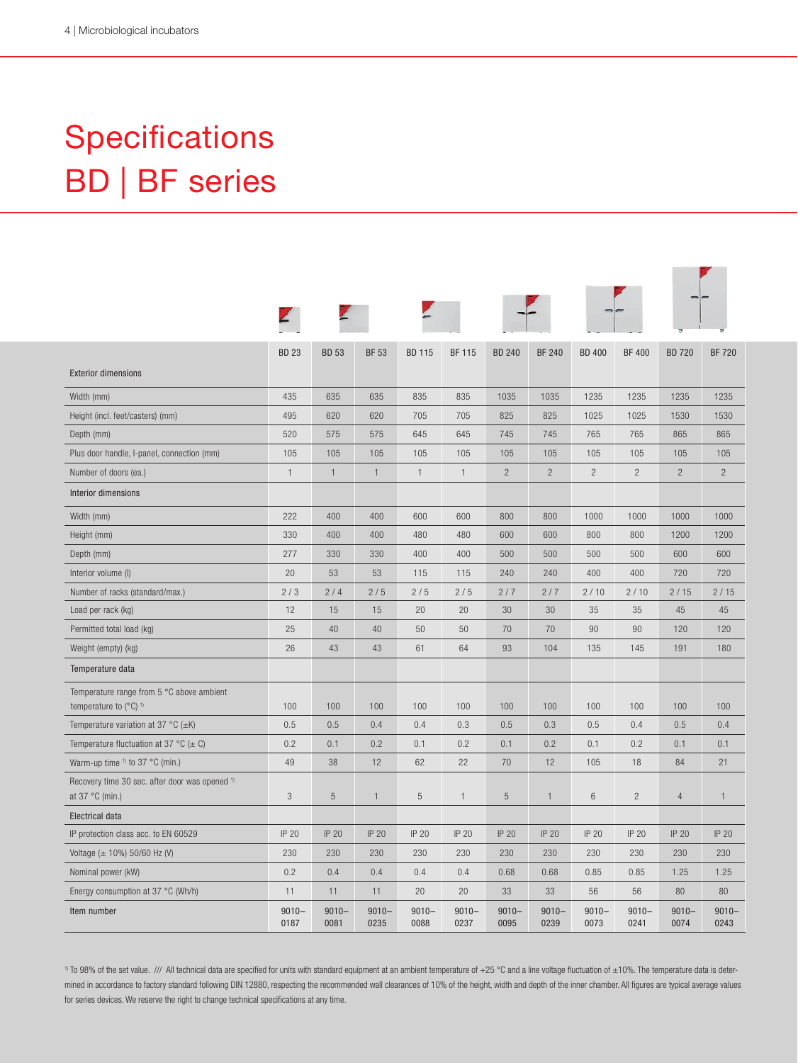# Specifications
# BD | BF series

| | BD 23 | BD 53 | BF 53 | BD 115 | BF 115 | BD 240 | BF 240 | BD 400 | BF 400 | BD 720 | BF 720 |
|---|---|---|---|---|---|---|---|---|---|---|---|
| **Exterior dimensions** | | | | | | | | | | | |
| Width (mm) | 435 | 635 | 635 | 835 | 835 | 1035 | 1035 | 1235 | 1235 | 1235 | 1235 |
| Height (incl. feet/casters) (mm) | 495 | 620 | 620 | 705 | 705 | 825 | 825 | 1025 | 1025 | 1530 | 1530 |
| Depth (mm) | 520 | 575 | 575 | 645 | 645 | 745 | 745 | 765 | 765 | 865 | 865 |
| Plus door handle, I-panel, connection (mm) | 105 | 105 | 105 | 105 | 105 | 105 | 105 | 105 | 105 | 105 | 105 |
| Number of doors (ea.) | 1 | 1 | 1 | 1 | 1 | 2 | 2 | 2 | 2 | 2 | 2 |
| **Interior dimensions** | | | | | | | | | | | |
| Width (mm) | 222 | 400 | 400 | 600 | 600 | 800 | 800 | 1000 | 1000 | 1000 | 1000 |
| Height (mm) | 330 | 400 | 400 | 480 | 480 | 600 | 600 | 800 | 800 | 1200 | 1200 |
| Depth (mm) | 277 | 330 | 330 | 400 | 400 | 500 | 500 | 500 | 500 | 600 | 600 |
| Interior volume (l) | 20 | 53 | 53 | 115 | 115 | 240 | 240 | 400 | 400 | 720 | 720 |
| Number of racks (standard/max.) | 2 / 3 | 2 / 4 | 2 / 5 | 2 / 5 | 2 / 5 | 2 / 7 | 2 / 7 | 2 / 10 | 2 / 10 | 2 / 15 | 2 / 15 |
| Load per rack (kg) | 12 | 15 | 15 | 20 | 20 | 30 | 30 | 35 | 35 | 45 | 45 |
| Permitted total load (kg) | 25 | 40 | 40 | 50 | 50 | 70 | 70 | 90 | 90 | 120 | 120 |
| Weight (empty) (kg) | 26 | 43 | 43 | 61 | 64 | 93 | 104 | 135 | 145 | 191 | 180 |
| **Temperature data** | | | | | | | | | | | |
| Temperature range from 5 °C above ambient temperature to (°C) [1] | 100 | 100 | 100 | 100 | 100 | 100 | 100 | 100 | 100 | 100 | 100 |
| Temperature variation at 37 °C (±K) | 0.5 | 0.5 | 0.4 | 0.4 | 0.3 | 0.5 | 0.3 | 0.5 | 0.4 | 0.5 | 0.4 |
| Temperature fluctuation at 37 °C (± C) | 0.2 | 0.1 | 0.2 | 0.1 | 0.2 | 0.1 | 0.2 | 0.1 | 0.2 | 0.1 | 0.1 |
| Warm-up time [1] to 37 °C (min.) | 49 | 38 | 12 | 62 | 22 | 70 | 12 | 105 | 18 | 84 | 21 |
| Recovery time 30 sec. after door was opened [1] at 37 °C (min.) | 3 | 5 | 1 | 5 | 1 | 5 | 1 | 6 | 2 | 4 | 1 |
| **Electrical data** | | | | | | | | | | | |
| IP protection class acc. to EN 60529 | IP 20 | IP 20 | IP 20 | IP 20 | IP 20 | IP 20 | IP 20 | IP 20 | IP 20 | IP 20 | IP 20 |
| Voltage (± 10%) 50/60 Hz (V) | 230 | 230 | 230 | 230 | 230 | 230 | 230 | 230 | 230 | 230 | 230 |
| Nominal power (kW) | 0.2 | 0.4 | 0.4 | 0.4 | 0.4 | 0.68 | 0.68 | 0.85 | 0.85 | 1.25 | 1.25 |
| Energy consumption at 37 °C (Wh/h) | 11 | 11 | 11 | 20 | 20 | 33 | 33 | 56 | 56 | 80 | 80 |
| Item number | 9010–0187 | 9010–0081 | 9010–0235 | 9010–0088 | 9010–0237 | 9010–0095 | 9010–0239 | 9010–0073 | 9010–0241 | 9010–0074 | 9010–0243 |

[1] To 98% of the set value. /// All technical data are specified for units with standard equipment at an ambient temperature of +25 °C and a line voltage fluctuation of ±10%. The temperature data is determined in accordance to factory standard following DIN 12880, respecting the recommended wall clearances of 10% of the height, width and depth of the inner chamber. All figures are typical average values for series devices. We reserve the right to change technical specifications at any time.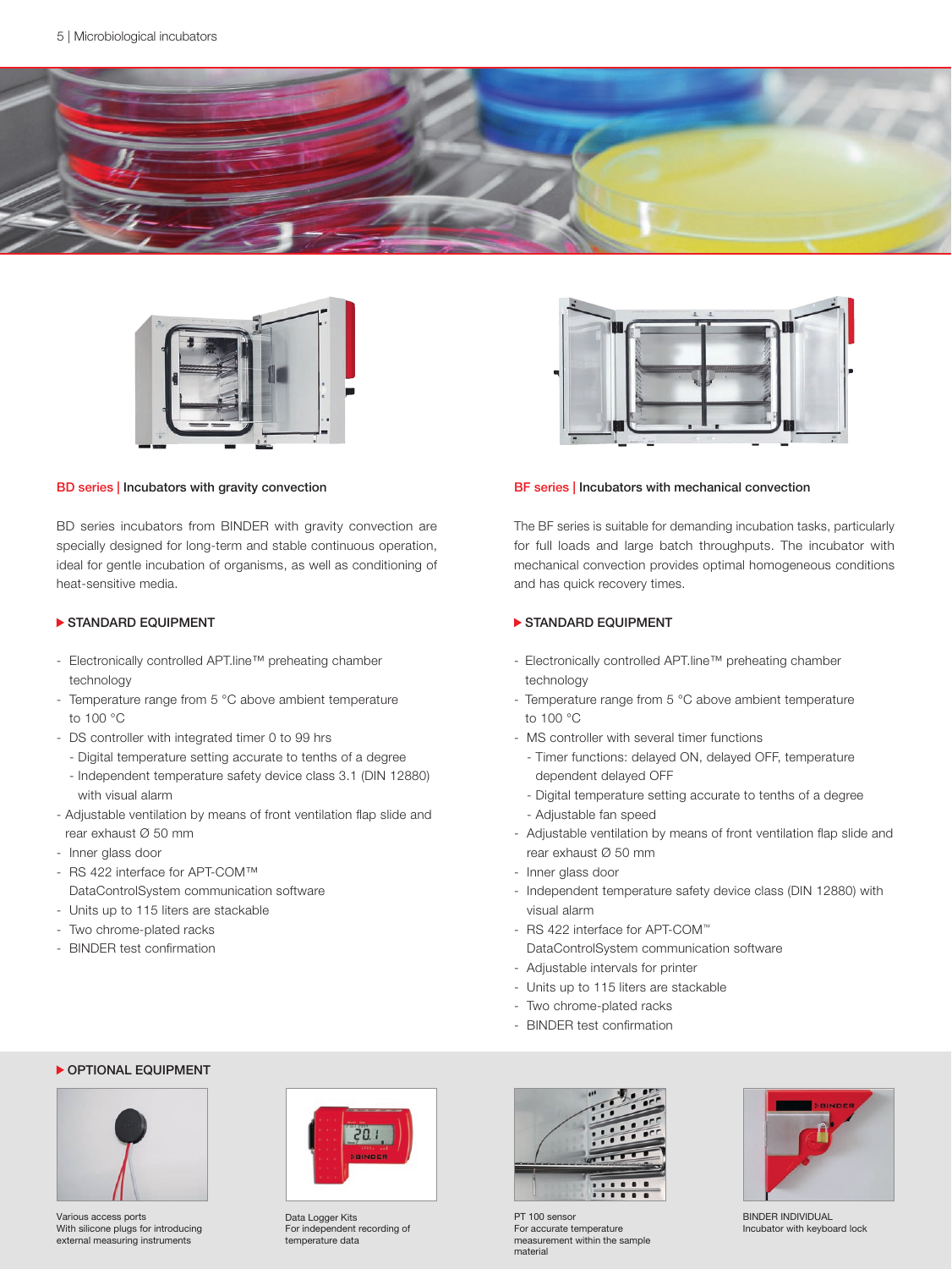## BD series | Incubators with gravity convection

BD series incubators from BINDER with gravity convection are specially designed for long-term and stable continuous operation, ideal for gentle incubation of organisms, as well as conditioning of heat-sensitive media.

### ▶ STANDARD EQUIPMENT

- Electronically controlled APT.line™ preheating chamber technology
- Temperature range from 5 °C above ambient temperature to 100 °C
- DS controller with integrated timer 0 to 99 hrs
  - Digital temperature setting accurate to tenths of a degree
  - Independent temperature safety device class 3.1 (DIN 12880) with visual alarm
- Adjustable ventilation by means of front ventilation flap slide and rear exhaust Ø 50 mm
- Inner glass door
- RS 422 interface for APT-COM™ DataControlSystem communication software
- Units up to 115 liters are stackable
- Two chrome-plated racks
- BINDER test confirmation

## BF series | Incubators with mechanical convection

The BF series is suitable for demanding incubation tasks, particularly for full loads and large batch throughputs. The incubator with mechanical convection provides optimal homogeneous conditions and has quick recovery times.

### ▶ STANDARD EQUIPMENT

- Electronically controlled APT.line™ preheating chamber technology
- Temperature range from 5 °C above ambient temperature to 100 °C
- MS controller with several timer functions
  - Timer functions: delayed ON, delayed OFF, temperature dependent delayed OFF
  - Digital temperature setting accurate to tenths of a degree
  - Adjustable fan speed
- Adjustable ventilation by means of front ventilation flap slide and rear exhaust Ø 50 mm
- Inner glass door
- Independent temperature safety device class (DIN 12880) with visual alarm
- RS 422 interface for APT-COM™ DataControlSystem communication software
- Adjustable intervals for printer
- Units up to 115 liters are stackable
- Two chrome-plated racks
- BINDER test confirmation

### ▶ OPTIONAL EQUIPMENT

Various access ports
With silicone plugs for introducing external measuring instruments

Data Logger Kits
For independent recording of temperature data

PT 100 sensor
For accurate temperature measurement within the sample material

BINDER INDIVIDUAL
Incubator with keyboard lock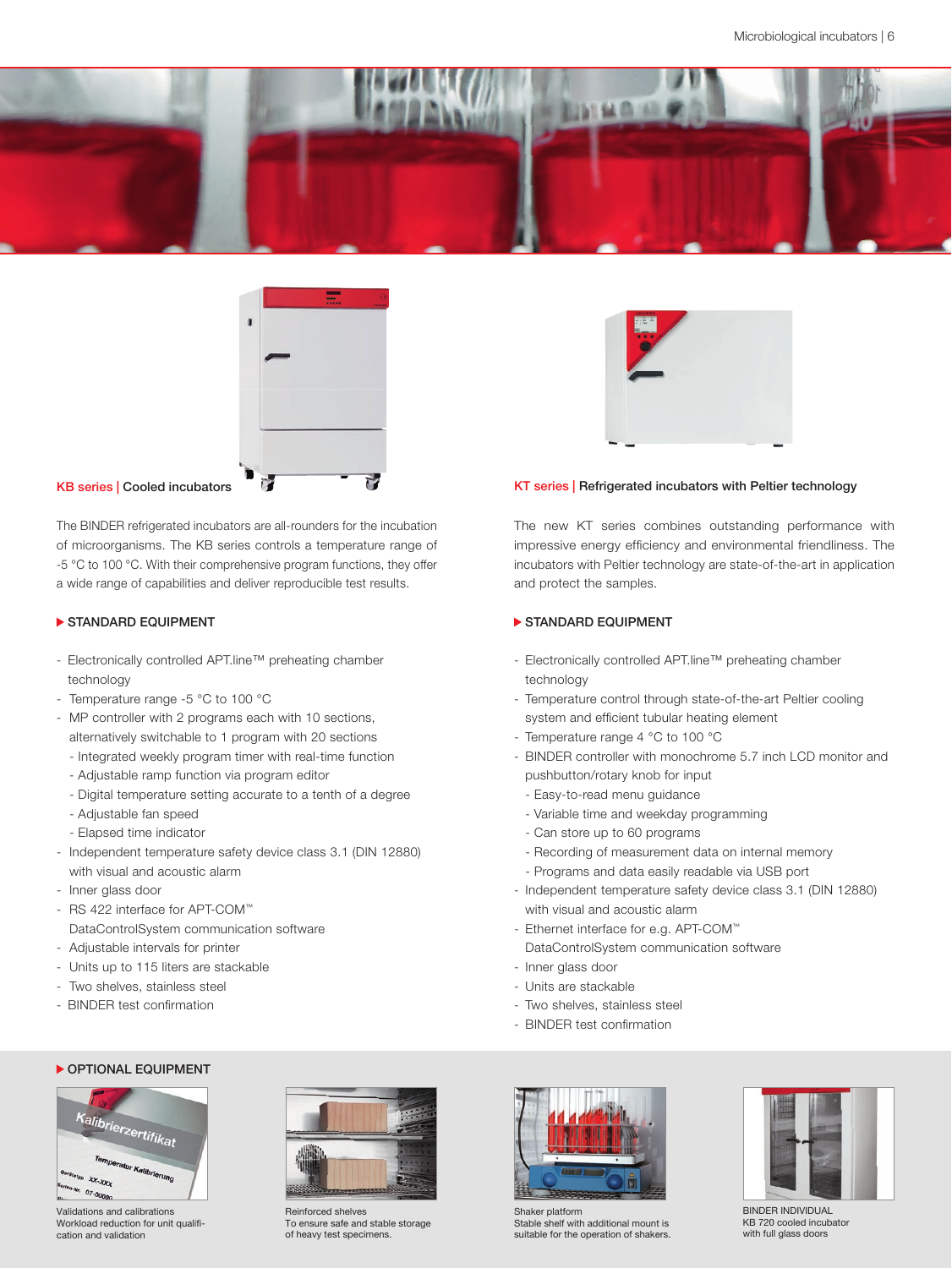## KB series | Cooled incubators

The BINDER refrigerated incubators are all-rounders for the incubation of microorganisms. The KB series controls a temperature range of -5 °C to 100 °C. With their comprehensive program functions, they offer a wide range of capabilities and deliver reproducible test results.

### ▶ STANDARD EQUIPMENT

- Electronically controlled APT.line™ preheating chamber technology
- Temperature range -5 °C to 100 °C
- MP controller with 2 programs each with 10 sections, alternatively switchable to 1 program with 20 sections
  - Integrated weekly program timer with real-time function
  - Adjustable ramp function via program editor
  - Digital temperature setting accurate to a tenth of a degree
  - Adjustable fan speed
  - Elapsed time indicator
- Independent temperature safety device class 3.1 (DIN 12880) with visual and acoustic alarm
- Inner glass door
- RS 422 interface for APT-COM™ DataControlSystem communication software
- Adjustable intervals for printer
- Units up to 115 liters are stackable
- Two shelves, stainless steel
- BINDER test confirmation

## KT series | Refrigerated incubators with Peltier technology

The new KT series combines outstanding performance with impressive energy efficiency and environmental friendliness. The incubators with Peltier technology are state-of-the-art in application and protect the samples.

### ▶ STANDARD EQUIPMENT

- Electronically controlled APT.line™ preheating chamber technology
- Temperature control through state-of-the-art Peltier cooling system and efficient tubular heating element
- Temperature range 4 °C to 100 °C
- BINDER controller with monochrome 5.7 inch LCD monitor and pushbutton/rotary knob for input
  - Easy-to-read menu guidance
  - Variable time and weekday programming
  - Can store up to 60 programs
  - Recording of measurement data on internal memory
  - Programs and data easily readable via USB port
- Independent temperature safety device class 3.1 (DIN 12880) with visual and acoustic alarm
- Ethernet interface for e.g. APT-COM™ DataControlSystem communication software
- Inner glass door
- Units are stackable
- Two shelves, stainless steel
- BINDER test confirmation

### ▶ OPTIONAL EQUIPMENT

Validations and calibrations
Workload reduction for unit qualification and validation

Reinforced shelves
To ensure safe and stable storage of heavy test specimens.

Shaker platform
Stable shelf with additional mount is suitable for the operation of shakers.

BINDER INDIVIDUAL
KB 720 cooled incubator with full glass doors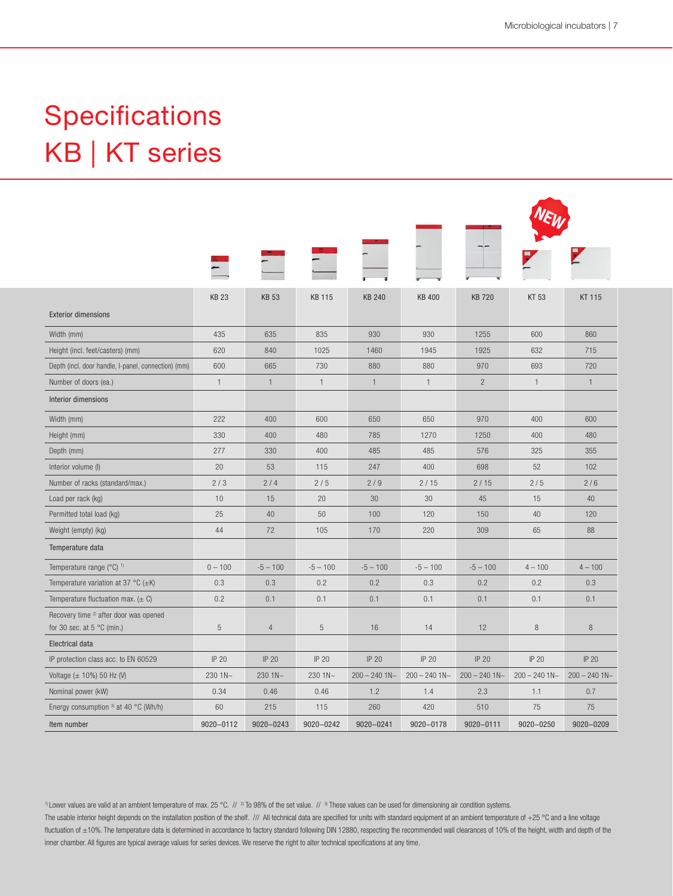# Specifications
# KB | KT series

| | KB 23 | KB 53 | KB 115 | KB 240 | KB 400 | KB 720 | KT 53 | KT 115 |
|---|---|---|---|---|---|---|---|---|
| **Exterior dimensions** | | | | | | | | |
| Width (mm) | 435 | 635 | 835 | 930 | 930 | 1255 | 600 | 860 |
| Height (incl. feet/casters) (mm) | 620 | 840 | 1025 | 1460 | 1945 | 1925 | 632 | 715 |
| Depth (incl. door handle, I-panel, connection) (mm) | 600 | 665 | 730 | 880 | 880 | 970 | 693 | 720 |
| Number of doors (ea.) | 1 | 1 | 1 | 1 | 1 | 2 | 1 | 1 |
| **Interior dimensions** | | | | | | | | |
| Width (mm) | 222 | 400 | 600 | 650 | 650 | 970 | 400 | 600 |
| Height (mm) | 330 | 400 | 480 | 785 | 1270 | 1250 | 400 | 480 |
| Depth (mm) | 277 | 330 | 400 | 485 | 485 | 576 | 325 | 355 |
| Interior volume (l) | 20 | 53 | 115 | 247 | 400 | 698 | 52 | 102 |
| Number of racks (standard/max.) | 2 / 3 | 2 / 4 | 2 / 5 | 2 / 9 | 2 / 15 | 2 / 15 | 2 / 5 | 2 / 6 |
| Load per rack (kg) | 10 | 15 | 20 | 30 | 30 | 45 | 15 | 40 |
| Permitted total load (kg) | 25 | 40 | 50 | 100 | 120 | 150 | 40 | 120 |
| Weight (empty) (kg) | 44 | 72 | 105 | 170 | 220 | 309 | 65 | 88 |
| **Temperature data** | | | | | | | | |
| Temperature range (°C) [1] | 0 – 100 | -5 – 100 | -5 – 100 | -5 – 100 | -5 – 100 | -5 – 100 | 4 – 100 | 4 – 100 |
| Temperature variation at 37 °C (±K) | 0.3 | 0.3 | 0.2 | 0.2 | 0.3 | 0.2 | 0.2 | 0.3 |
| Temperature fluctuation max. (± C) | 0.2 | 0.1 | 0.1 | 0.1 | 0.1 | 0.1 | 0.1 | 0.1 |
| Recovery time [2] after door was opened for 30 sec. at 5 °C (min.) | 5 | 4 | 5 | 16 | 14 | 12 | 8 | 8 |
| **Electrical data** | | | | | | | | |
| IP protection class acc. to EN 60529 | IP 20 | IP 20 | IP 20 | IP 20 | IP 20 | IP 20 | IP 20 | IP 20 |
| Voltage (± 10%) 50 Hz (V) | 230 1N~ | 230 1N~ | 230 1N~ | 200 – 240 1N~ | 200 – 240 1N~ | 200 – 240 1N~ | 200 – 240 1N~ | 200 – 240 1N~ |
| Nominal power (kW) | 0.34 | 0.46 | 0.46 | 1.2 | 1.4 | 2.3 | 1.1 | 0.7 |
| Energy consumption [3] at 40 °C (Wh/h) | 60 | 215 | 115 | 260 | 420 | 510 | 75 | 75 |
| **Item number** | 9020-0112 | 9020-0243 | 9020-0242 | 9020-0241 | 9020-0178 | 9020-0111 | 9020-0250 | 9020-0209 |

[1] Lower values are valid at an ambient temperature of max. 25 °C. // [2] To 98% of the set value. // [3] These values can be used for dimensioning air condition systems.

The usable interior height depends on the installation position of the shelf. /// All technical data are specified for units with standard equipment at an ambient temperature of +25 °C and a line voltage fluctuation of ±10%. The temperature data is determined in accordance to factory standard following DIN 12880, respecting the recommended wall clearances of 10% of the height, width and depth of the inner chamber. All figures are typical average values for series devices. We reserve the right to alter technical specifications at any time.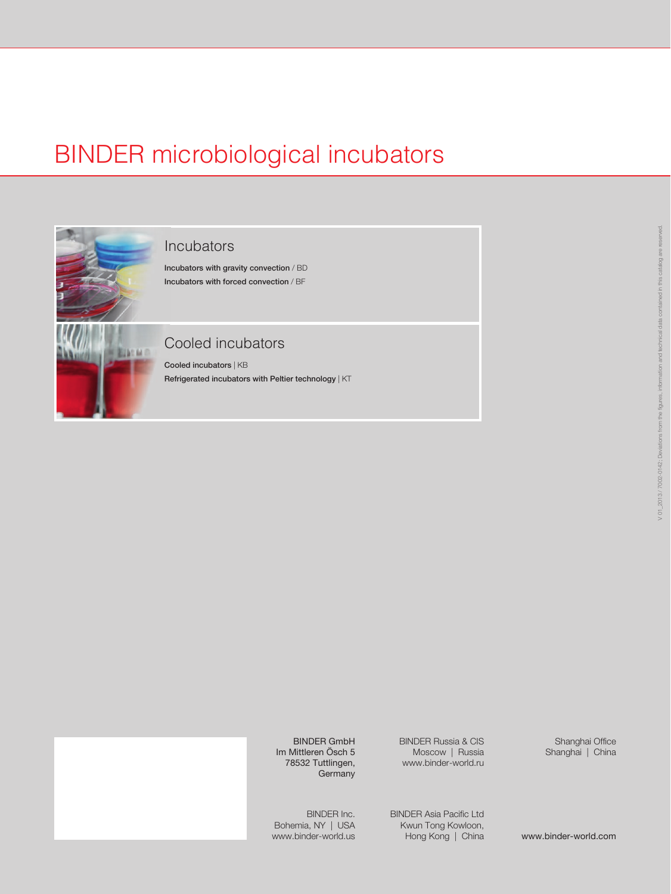# BINDER microbiological incubators

## Incubators

**Incubators with gravity convection** / BD

**Incubators with forced convection** / BF

## Cooled incubators

**Cooled incubators** | KB

**Refrigerated incubators with Peltier technology** | KT

V 01_2013 / 7002-0142; Deviations from the figures, information and technical data contained in this catalog are reserved.

BINDER GmbH
Im Mittleren Ösch 5
78532 Tuttlingen,
Germany

BINDER Russia & CIS
Moscow | Russia
www.binder-world.ru

Shanghai Office
Shanghai | China

BINDER Inc.
Bohemia, NY | USA
www.binder-world.us

BINDER Asia Pacific Ltd
Kwun Tong Kowloon,
Hong Kong | China

www.binder-world.com